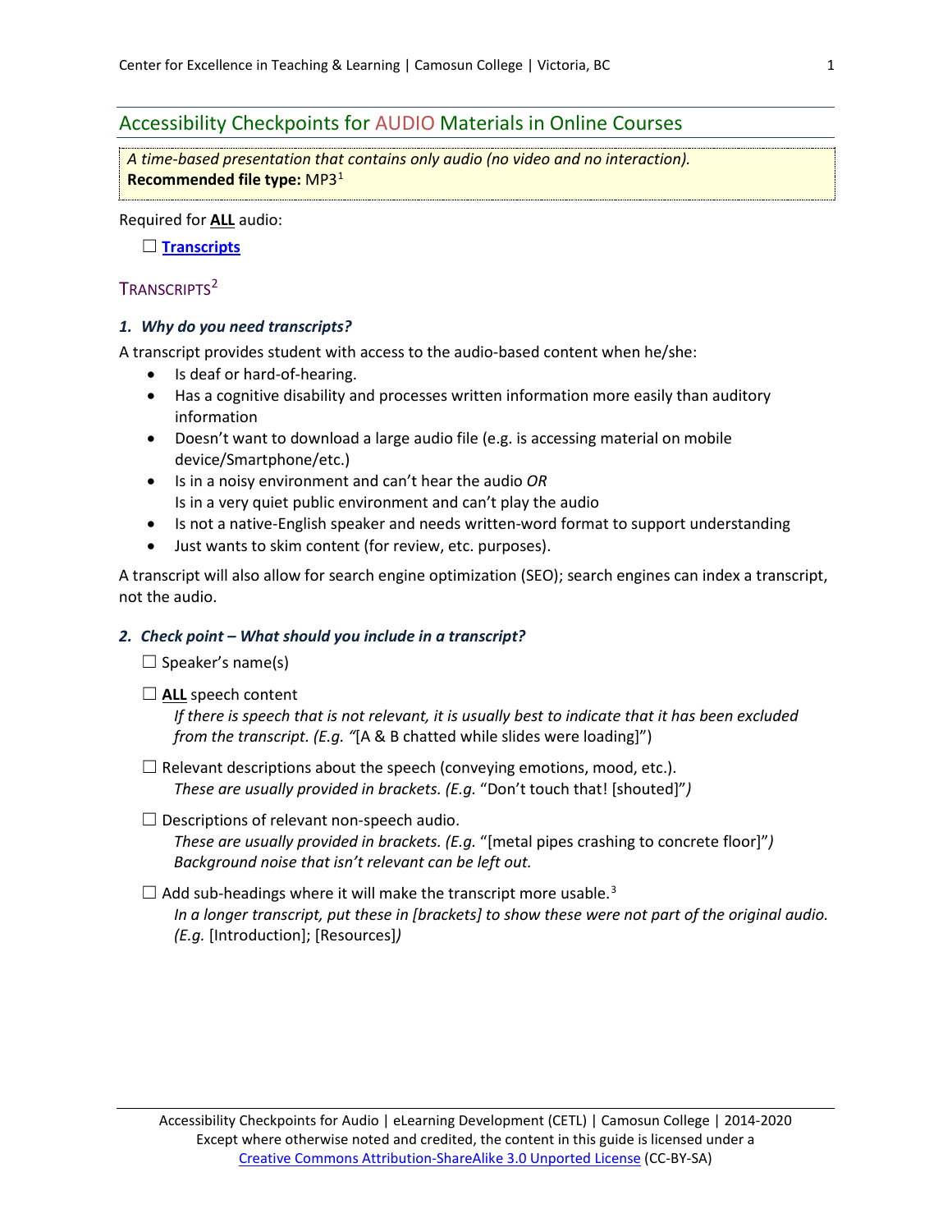## Accessibility Checkpoints for AUDIO Materials in Online Courses

*A time-based presentation that contains only audio (no video and no interaction).*
**Recommended file type:** MP3[1]

Required for **ALL** audio:

☐ **Transcripts**

### Transcripts[2]

#### *1. Why do you need transcripts?*

A transcript provides student with access to the audio-based content when he/she:

- Is deaf or hard-of-hearing.
- Has a cognitive disability and processes written information more easily than auditory information
- Doesn't want to download a large audio file (e.g. is accessing material on mobile device/Smartphone/etc.)
- Is in a noisy environment and can't hear the audio *OR*
  Is in a very quiet public environment and can't play the audio
- Is not a native-English speaker and needs written-word format to support understanding
- Just wants to skim content (for review, etc. purposes).

A transcript will also allow for search engine optimization (SEO); search engines can index a transcript, not the audio.

#### *2. Check point – What should you include in a transcript?*

☐ Speaker's name(s)

☐ **ALL** speech content
*If there is speech that is not relevant, it is usually best to indicate that it has been excluded from the transcript. (E.g. "*[A & B chatted while slides were loading]")

☐ Relevant descriptions about the speech (conveying emotions, mood, etc.).
*These are usually provided in brackets. (E.g.* "Don't touch that! [shouted]"*)*

☐ Descriptions of relevant non-speech audio.
*These are usually provided in brackets. (E.g.* "[metal pipes crashing to concrete floor]"*)*
*Background noise that isn't relevant can be left out.*

☐ Add sub-headings where it will make the transcript more usable.[3]
*In a longer transcript, put these in [brackets] to show these were not part of the original audio. (E.g.* [Introduction]; [Resources]*)*

Accessibility Checkpoints for Audio | eLearning Development (CETL) | Camosun College | 2014-2020
Except where otherwise noted and credited, the content in this guide is licensed under a Creative Commons Attribution-ShareAlike 3.0 Unported License (CC-BY-SA)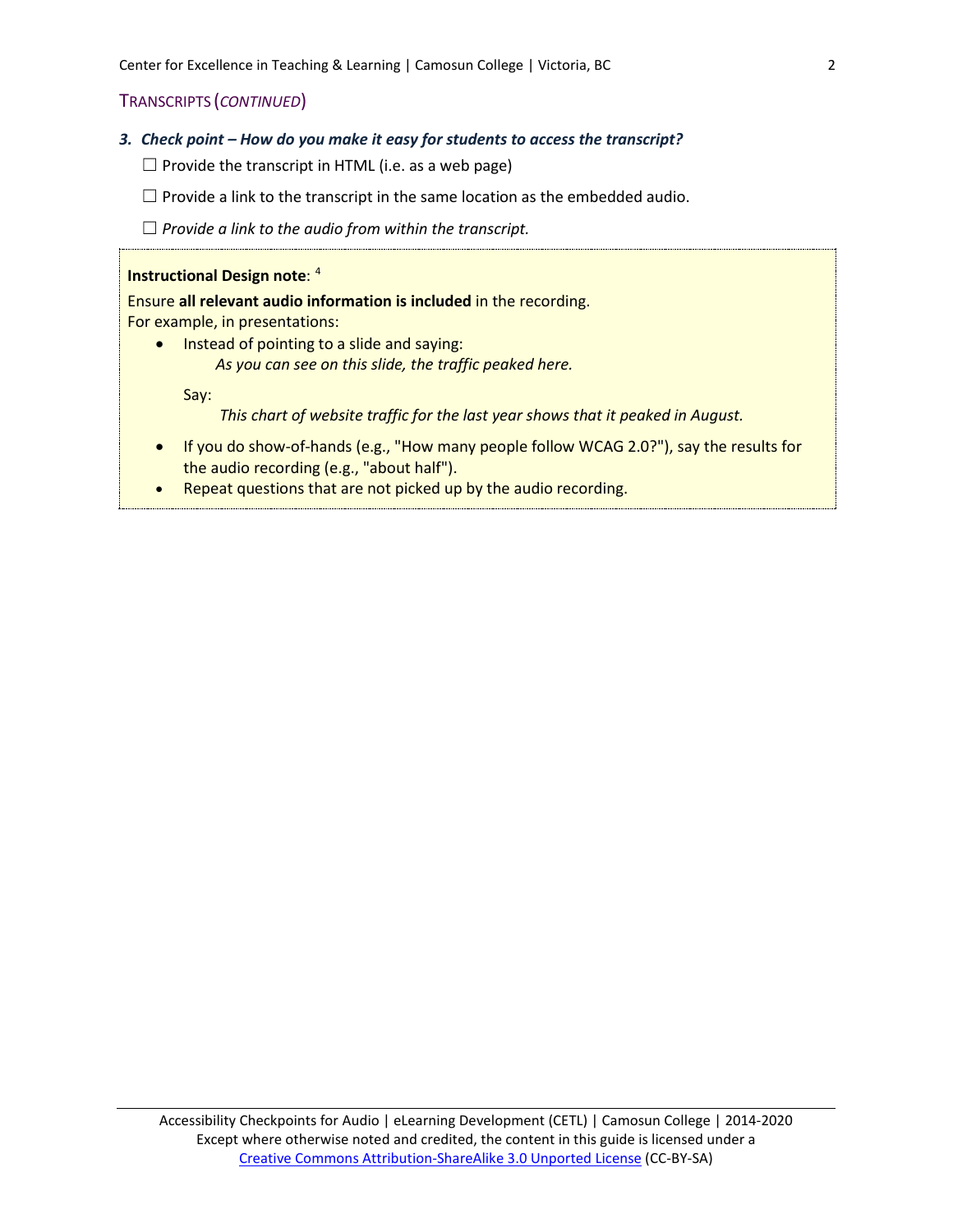## Transcripts (*continued*)

### *3. Check point – How do you make it easy for students to access the transcript?*

☐ Provide the transcript in HTML (i.e. as a web page)

☐ Provide a link to the transcript in the same location as the embedded audio.

☐ *Provide a link to the audio from within the transcript.*

**Instructional Design note**: [4]

Ensure **all relevant audio information is included** in the recording.
For example, in presentations:

- Instead of pointing to a slide and saying:

  *As you can see on this slide, the traffic peaked here.*

  Say:

  *This chart of website traffic for the last year shows that it peaked in August.*

- If you do show-of-hands (e.g., "How many people follow WCAG 2.0?"), say the results for the audio recording (e.g., "about half").
- Repeat questions that are not picked up by the audio recording.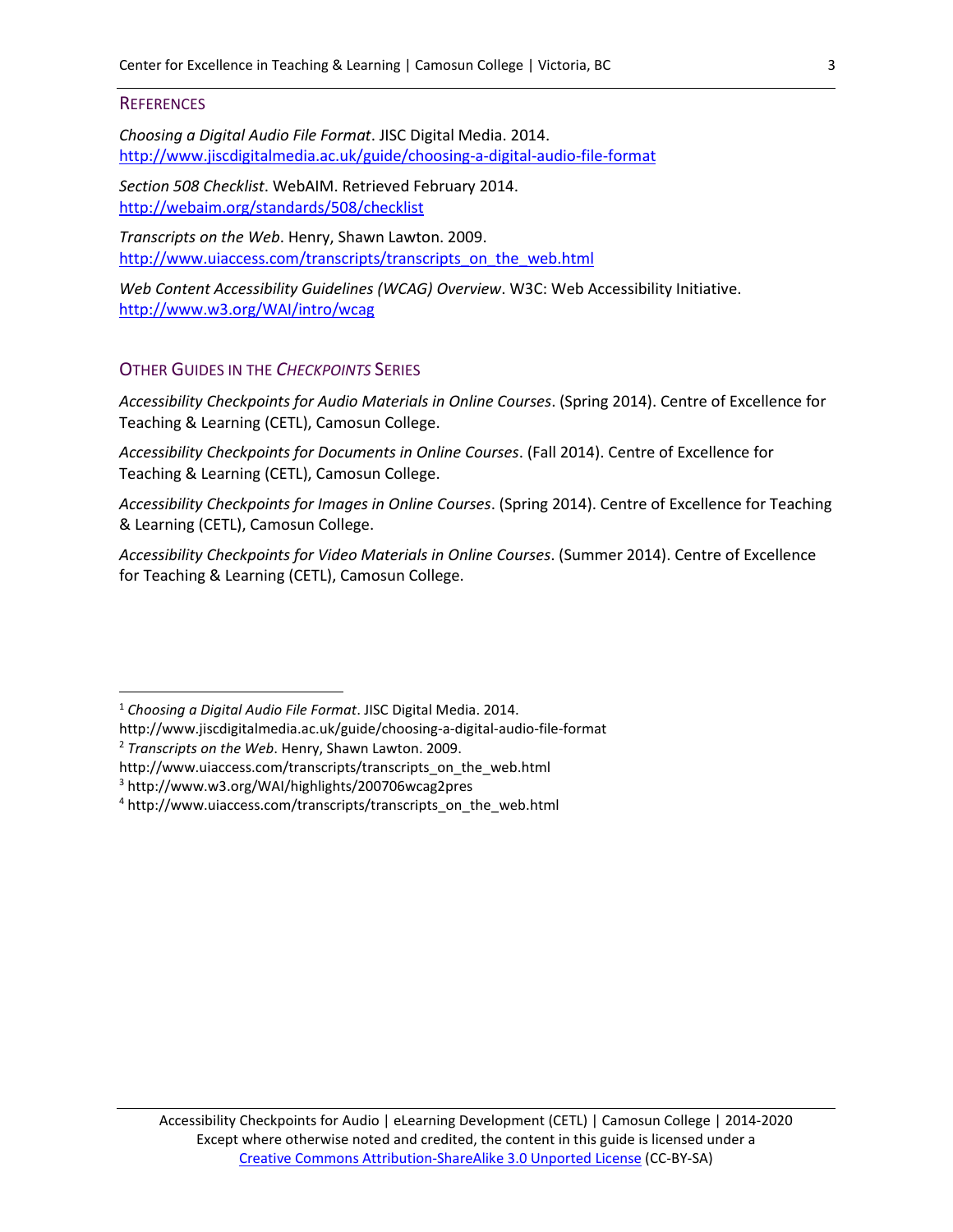## References

*Choosing a Digital Audio File Format*. JISC Digital Media. 2014.
http://www.jiscdigitalmedia.ac.uk/guide/choosing-a-digital-audio-file-format

*Section 508 Checklist*. WebAIM. Retrieved February 2014.
http://webaim.org/standards/508/checklist

*Transcripts on the Web*. Henry, Shawn Lawton. 2009.
http://www.uiaccess.com/transcripts/transcripts_on_the_web.html

*Web Content Accessibility Guidelines (WCAG) Overview*. W3C: Web Accessibility Initiative.
http://www.w3.org/WAI/intro/wcag

## Other Guides in the *Checkpoints* Series

*Accessibility Checkpoints for Audio Materials in Online Courses*. (Spring 2014). Centre of Excellence for Teaching & Learning (CETL), Camosun College.

*Accessibility Checkpoints for Documents in Online Courses*. (Fall 2014). Centre of Excellence for Teaching & Learning (CETL), Camosun College.

*Accessibility Checkpoints for Images in Online Courses*. (Spring 2014). Centre of Excellence for Teaching & Learning (CETL), Camosun College.

*Accessibility Checkpoints for Video Materials in Online Courses*. (Summer 2014). Centre of Excellence for Teaching & Learning (CETL), Camosun College.

---

[1] *Choosing a Digital Audio File Format*. JISC Digital Media. 2014.
http://www.jiscdigitalmedia.ac.uk/guide/choosing-a-digital-audio-file-format

[2] *Transcripts on the Web*. Henry, Shawn Lawton. 2009.
http://www.uiaccess.com/transcripts/transcripts_on_the_web.html

[3] http://www.w3.org/WAI/highlights/200706wcag2pres

[4] http://www.uiaccess.com/transcripts/transcripts_on_the_web.html

Accessibility Checkpoints for Audio | eLearning Development (CETL) | Camosun College | 2014-2020
Except where otherwise noted and credited, the content in this guide is licensed under a Creative Commons Attribution-ShareAlike 3.0 Unported License (CC-BY-SA)